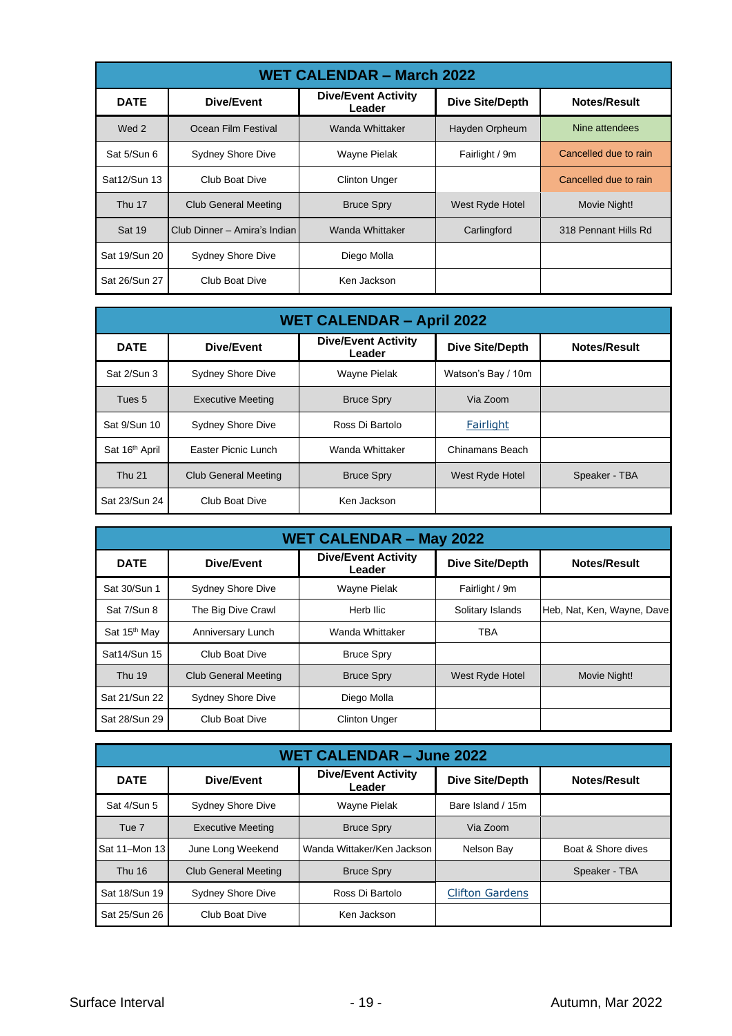## WET CALENDAR – March 2022

| DATE | Dive/Event | Dive/Event Activity Leader | Dive Site/Depth | Notes/Result |
|---|---|---|---|---|
| Wed 2 | Ocean Film Festival | Wanda Whittaker | Hayden Orpheum | Nine attendees |
| Sat 5/Sun 6 | Sydney Shore Dive | Wayne Pielak | Fairlight / 9m | Cancelled due to rain |
| Sat12/Sun 13 | Club Boat Dive | Clinton Unger | | Cancelled due to rain |
| Thu 17 | Club General Meeting | Bruce Spry | West Ryde Hotel | Movie Night! |
| Sat 19 | Club Dinner – Amira's Indian | Wanda Whittaker | Carlingford | 318 Pennant Hills Rd |
| Sat 19/Sun 20 | Sydney Shore Dive | Diego Molla | | |
| Sat 26/Sun 27 | Club Boat Dive | Ken Jackson | | |

## WET CALENDAR – April 2022

| DATE | Dive/Event | Dive/Event Activity Leader | Dive Site/Depth | Notes/Result |
|---|---|---|---|---|
| Sat 2/Sun 3 | Sydney Shore Dive | Wayne Pielak | Watson's Bay / 10m | |
| Tues 5 | Executive Meeting | Bruce Spry | Via Zoom | |
| Sat 9/Sun 10 | Sydney Shore Dive | Ross Di Bartolo | Fairlight | |
| Sat 16th April | Easter Picnic Lunch | Wanda Whittaker | Chinamans Beach | |
| Thu 21 | Club General Meeting | Bruce Spry | West Ryde Hotel | Speaker - TBA |
| Sat 23/Sun 24 | Club Boat Dive | Ken Jackson | | |

## WET CALENDAR – May 2022

| DATE | Dive/Event | Dive/Event Activity Leader | Dive Site/Depth | Notes/Result |
|---|---|---|---|---|
| Sat 30/Sun 1 | Sydney Shore Dive | Wayne Pielak | Fairlight / 9m | |
| Sat 7/Sun 8 | The Big Dive Crawl | Herb Ilic | Solitary Islands | Heb, Nat, Ken, Wayne, Dave |
| Sat 15th May | Anniversary Lunch | Wanda Whittaker | TBA | |
| Sat14/Sun 15 | Club Boat Dive | Bruce Spry | | |
| Thu 19 | Club General Meeting | Bruce Spry | West Ryde Hotel | Movie Night! |
| Sat 21/Sun 22 | Sydney Shore Dive | Diego Molla | | |
| Sat 28/Sun 29 | Club Boat Dive | Clinton Unger | | |

## WET CALENDAR – June 2022

| DATE | Dive/Event | Dive/Event Activity Leader | Dive Site/Depth | Notes/Result |
|---|---|---|---|---|
| Sat 4/Sun 5 | Sydney Shore Dive | Wayne Pielak | Bare Island / 15m | |
| Tue 7 | Executive Meeting | Bruce Spry | Via Zoom | |
| Sat 11–Mon 13 | June Long Weekend | Wanda Wittaker/Ken Jackson | Nelson Bay | Boat & Shore dives |
| Thu 16 | Club General Meeting | Bruce Spry | | Speaker - TBA |
| Sat 18/Sun 19 | Sydney Shore Dive | Ross Di Bartolo | Clifton Gardens | |
| Sat 25/Sun 26 | Club Boat Dive | Ken Jackson | | |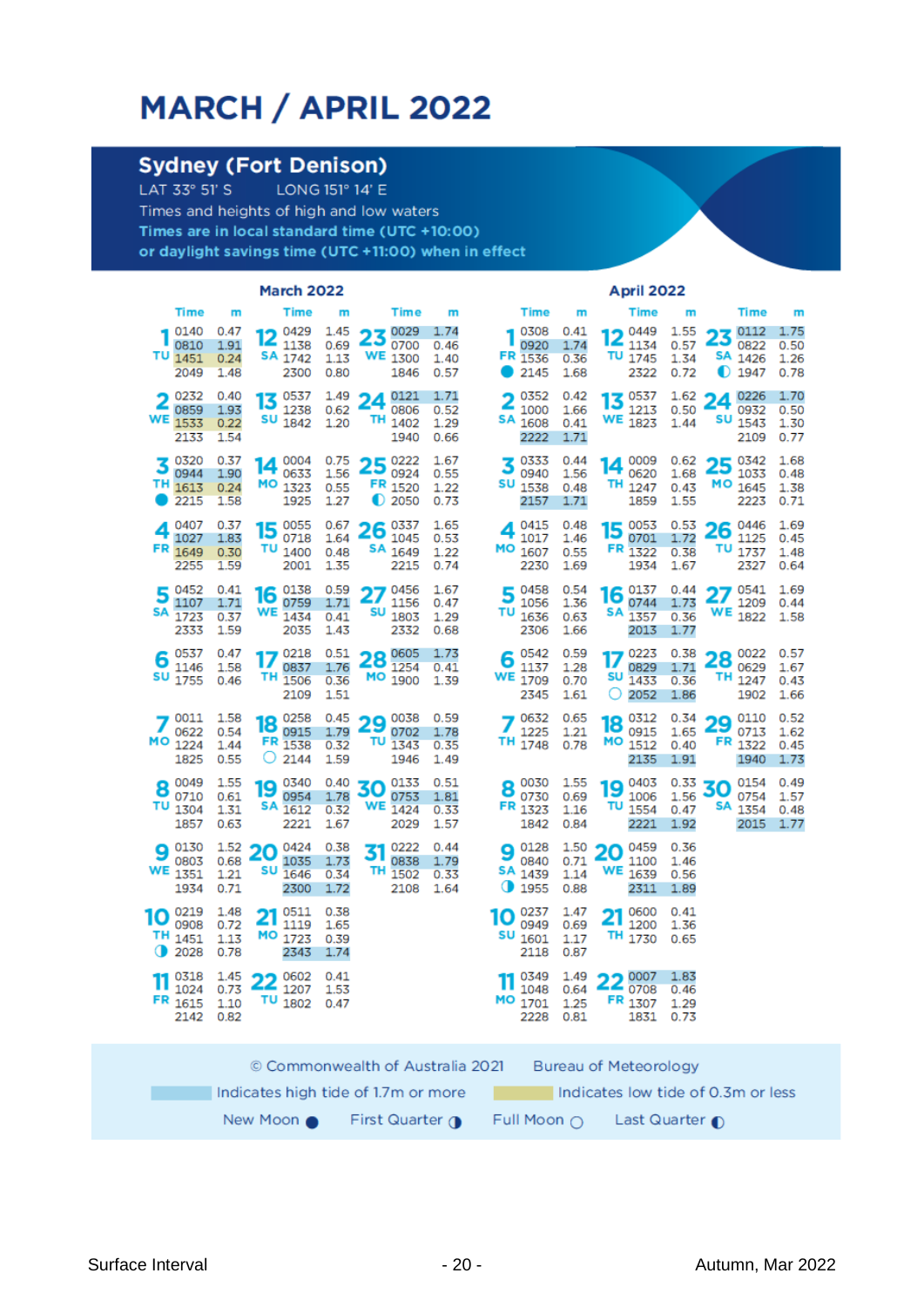# MARCH / APRIL 2022

## Sydney (Fort Denison)

LAT 33° 51′ S LONG 151° 14′ E

Times and heights of high and low waters

**Times are in local standard time (UTC +10:00)**
**or daylight savings time (UTC +11:00) when in effect**

### March 2022

| Day | Time | m | Day | Time | m | Day | Time | m |
|---|---|---|---|---|---|---|---|---|
| 1 TU | 0140 | 0.47 | 12 SA | 0429 | 1.45 | 23 WE | 0029 | 1.74 |
| | 0810 | 1.91 | | 1138 | 0.69 | | 0700 | 0.46 |
| | 1451 | 0.24 | | 1742 | 1.13 | | 1300 | 1.40 |
| | 2049 | 1.48 | | 2300 | 0.80 | | 1846 | 0.57 |
| 2 WE | 0232 | 0.40 | 13 SU | 0537 | 1.49 | 24 TH | 0121 | 1.71 |
| | 0859 | 1.93 | | 1238 | 0.62 | | 0806 | 0.52 |
| | 1533 | 0.22 | | 1842 | 1.20 | | 1402 | 1.29 |
| | 2133 | 1.54 | | | | | 1940 | 0.66 |
| 3 TH | 0320 | 0.37 | 14 MO | 0004 | 0.75 | 25 FR | 0222 | 1.67 |
| | 0944 | 1.90 | | 0633 | 1.56 | | 0924 | 0.55 |
| | 1613 | 0.24 | | 1323 | 0.55 | | 1520 | 1.22 |
| ● | 2215 | 1.58 | | 1925 | 1.27 | ◐ | 2050 | 0.73 |
| 4 FR | 0407 | 0.37 | 15 TU | 0055 | 0.67 | 26 SA | 0337 | 1.65 |
| | 1027 | 1.83 | | 0718 | 1.64 | | 1045 | 0.53 |
| | 1649 | 0.30 | | 1400 | 0.48 | | 1649 | 1.22 |
| | 2255 | 1.59 | | 2001 | 1.35 | | 2215 | 0.74 |
| 5 SA | 0452 | 0.41 | 16 WE | 0138 | 0.59 | 27 SU | 0456 | 1.67 |
| | 1107 | 1.71 | | 0759 | 1.71 | | 1156 | 0.47 |
| | 1723 | 0.37 | | 1434 | 0.41 | | 1803 | 1.29 |
| | 2333 | 1.59 | | 2035 | 1.43 | | 2332 | 0.68 |
| 6 SU | 0537 | 0.47 | 17 TH | 0218 | 0.51 | 28 MO | 0605 | 1.73 |
| | 1146 | 1.58 | | 0837 | 1.76 | | 1254 | 0.41 |
| | 1755 | 0.46 | | 1506 | 0.36 | | 1900 | 1.39 |
| | | | | 2109 | 1.51 | | | |
| 7 MO | 0011 | 1.58 | 18 FR | 0258 | 0.45 | 29 TU | 0038 | 0.59 |
| | 0622 | 0.54 | | 0915 | 1.79 | | 0702 | 1.78 |
| | 1224 | 1.44 | | 1538 | 0.32 | | 1343 | 0.35 |
| | 1825 | 0.55 | ○ | 2144 | 1.59 | | 1946 | 1.49 |
| 8 TU | 0049 | 1.55 | 19 SA | 0340 | 0.40 | 30 WE | 0133 | 0.51 |
| | 0710 | 0.61 | | 0954 | 1.78 | | 0753 | 1.81 |
| | 1304 | 1.31 | | 1612 | 0.32 | | 1424 | 0.33 |
| | 1857 | 0.63 | | 2221 | 1.67 | | 2029 | 1.57 |
| 9 WE | 0130 | 1.52 | 20 SU | 0424 | 0.38 | 31 TH | 0222 | 0.44 |
| | 0803 | 0.68 | | 1035 | 1.73 | | 0838 | 1.79 |
| | 1351 | 1.21 | | 1646 | 0.34 | | 1502 | 0.33 |
| | 1934 | 0.71 | | 2300 | 1.72 | | 2108 | 1.64 |
| 10 TH | 0219 | 1.48 | 21 MO | 0511 | 0.38 | | | |
| | 0908 | 0.72 | | 1119 | 1.65 | | | |
| | 1451 | 1.13 | | 1723 | 0.39 | | | |
| ◑ | 2028 | 0.78 | | 2343 | 1.74 | | | |
| 11 FR | 0318 | 1.45 | 22 TU | 0602 | 0.41 | | | |
| | 1024 | 0.73 | | 1207 | 1.53 | | | |
| | 1615 | 1.10 | | 1802 | 0.47 | | | |
| | 2142 | 0.82 | | | | | | |

### April 2022

| Day | Time | m | Day | Time | m | Day | Time | m |
|---|---|---|---|---|---|---|---|---|
| 1 FR | 0308 | 0.41 | 12 TU | 0449 | 1.55 | 23 SA | 0112 | 1.75 |
| | 0920 | 1.74 | | 1134 | 0.57 | | 0822 | 0.50 |
| | 1536 | 0.36 | | 1745 | 1.34 | | 1426 | 1.26 |
| ● | 2145 | 1.68 | | 2322 | 0.72 | ◐ | 1947 | 0.78 |
| 2 SA | 0352 | 0.42 | 13 WE | 0537 | 1.62 | 24 SU | 0226 | 1.70 |
| | 1000 | 1.66 | | 1213 | 0.50 | | 0932 | 0.50 |
| | 1608 | 0.41 | | 1823 | 1.44 | | 1543 | 1.30 |
| | 2222 | 1.71 | | | | | 2109 | 0.77 |
| 3 SU | 0333 | 0.44 | 14 TH | 0009 | 0.62 | 25 MO | 0342 | 1.68 |
| | 0940 | 1.56 | | 0620 | 1.68 | | 1033 | 0.48 |
| | 1538 | 0.48 | | 1247 | 0.43 | | 1645 | 1.38 |
| | 2157 | 1.71 | | 1859 | 1.55 | | 2223 | 0.71 |
| 4 MO | 0415 | 0.48 | 15 FR | 0053 | 0.53 | 26 TU | 0446 | 1.69 |
| | 1017 | 1.46 | | 0701 | 1.72 | | 1125 | 0.45 |
| | 1607 | 0.55 | | 1322 | 0.38 | | 1737 | 1.48 |
| | 2230 | 1.69 | | 1934 | 1.67 | | 2327 | 0.64 |
| 5 TU | 0458 | 0.54 | 16 SA | 0137 | 0.44 | 27 WE | 0541 | 1.69 |
| | 1056 | 1.36 | | 0744 | 1.73 | | 1209 | 0.44 |
| | 1636 | 0.63 | | 1357 | 0.36 | | 1822 | 1.58 |
| | 2306 | 1.66 | | 2013 | 1.77 | | | |
| 6 WE | 0542 | 0.59 | 17 SU | 0223 | 0.38 | 28 TH | 0022 | 0.57 |
| | 1137 | 1.28 | | 0829 | 1.71 | | 0629 | 1.67 |
| | 1709 | 0.70 | | 1433 | 0.36 | | 1247 | 0.43 |
| | 2345 | 1.61 | ○ | 2052 | 1.86 | | 1902 | 1.66 |
| 7 TH | 0632 | 0.65 | 18 MO | 0312 | 0.34 | 29 FR | 0110 | 0.52 |
| | 1225 | 1.21 | | 0915 | 1.65 | | 0713 | 1.62 |
| | 1748 | 0.78 | | 1512 | 0.40 | | 1322 | 0.45 |
| | | | | 2135 | 1.91 | | 1940 | 1.73 |
| 8 FR | 0030 | 1.55 | 19 TU | 0403 | 0.33 | 30 SA | 0154 | 0.49 |
| | 0730 | 0.69 | | 1006 | 1.56 | | 0754 | 1.57 |
| | 1323 | 1.16 | | 1554 | 0.47 | | 1354 | 0.48 |
| | 1842 | 0.84 | | 2221 | 1.92 | | 2015 | 1.77 |
| 9 SA | 0128 | 1.50 | 20 WE | 0459 | 0.36 | | | |
| | 0840 | 0.71 | | 1100 | 1.46 | | | |
| | 1439 | 1.14 | | 1639 | 0.56 | | | |
| ◑ | 1955 | 0.88 | | 2311 | 1.89 | | | |
| 10 SU | 0237 | 1.47 | 21 TH | 0600 | 0.41 | | | |
| | 0949 | 0.69 | | 1200 | 1.36 | | | |
| | 1601 | 1.17 | | 1730 | 0.65 | | | |
| | 2118 | 0.87 | | | | | | |
| 11 MO | 0349 | 1.49 | 22 FR | 0007 | 1.83 | | | |
| | 1048 | 0.64 | | 0708 | 0.46 | | | |
| | 1701 | 1.25 | | 1307 | 1.29 | | | |
| | 2228 | 0.81 | | 1831 | 0.73 | | | |

© Commonwealth of Australia 2021 Bureau of Meteorology

Indicates high tide of 1.7m or more — Indicates low tide of 0.3m or less

New Moon ● First Quarter ◑ Full Moon ○ Last Quarter ◐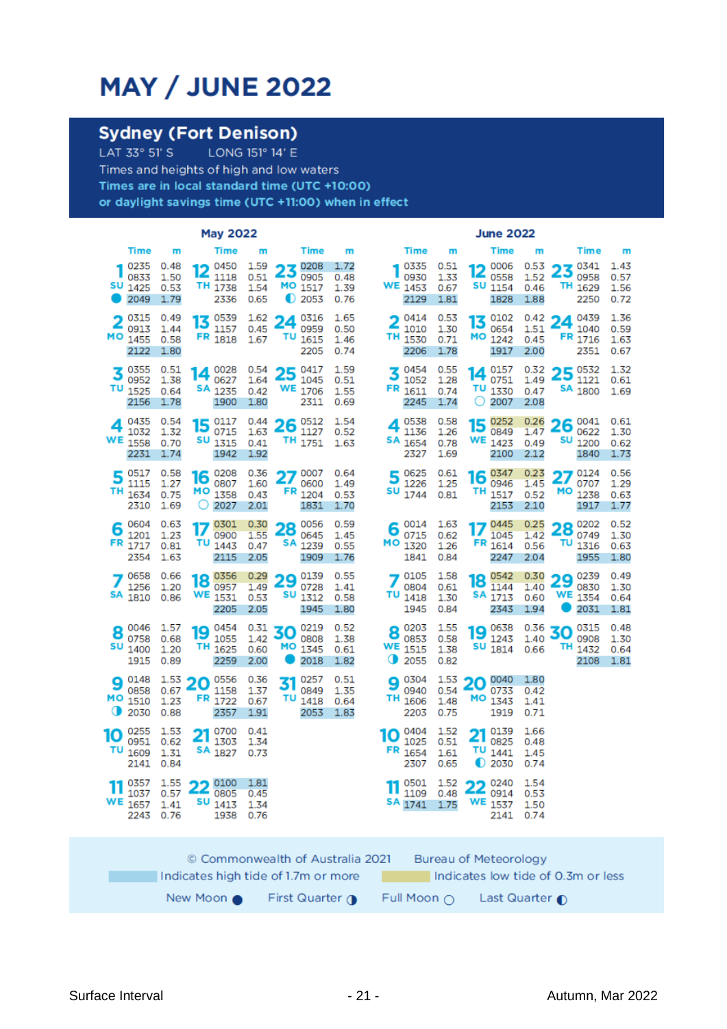# MAY / JUNE 2022

## Sydney (Fort Denison)

LAT 33° 51' S LONG 151° 14' E

Times and heights of high and low waters

**Times are in local standard time (UTC +10:00)**
**or daylight savings time (UTC +11:00) when in effect**

### May 2022

| Day | Time | m | Day | Time | m | Day | Time | m |
|---|---|---|---|---|---|---|---|---|
| 1 SU ● | 0235<br>0833<br>1425<br>2049 | 0.48<br>1.50<br>0.53<br>1.79 | 12 TH | 0450<br>1118<br>1738<br>2336 | 1.59<br>0.51<br>1.54<br>0.65 | 23 MO ◑ | 0208<br>0905<br>1517<br>2053 | 1.72<br>0.48<br>1.39<br>0.76 |
| 2 MO | 0315<br>0913<br>1455<br>2122 | 0.49<br>1.44<br>0.58<br>1.80 | 13 FR | 0539<br>1157<br>1818 | 1.62<br>0.45<br>1.67 | 24 TU | 0316<br>0959<br>1615<br>2205 | 1.65<br>0.50<br>1.46<br>0.74 |
| 3 TU | 0355<br>0952<br>1525<br>2156 | 0.51<br>1.38<br>0.64<br>1.78 | 14 SA | 0028<br>0627<br>1235<br>1900 | 0.54<br>1.64<br>0.42<br>1.80 | 25 WE | 0417<br>1045<br>1706<br>2311 | 1.59<br>0.51<br>1.55<br>0.69 |
| 4 WE | 0435<br>1032<br>1558<br>2231 | 0.54<br>1.32<br>0.70<br>1.74 | 15 SU | 0117<br>0715<br>1315<br>1942 | 0.44<br>1.63<br>0.41<br>1.92 | 26 TH | 0512<br>1127<br>1751 | 1.54<br>0.52<br>1.63 |
| 5 TH | 0517<br>1115<br>1634<br>2310 | 0.58<br>1.27<br>0.75<br>1.69 | 16 MO ○ | 0208<br>0807<br>1358<br>2027 | 0.36<br>1.60<br>0.43<br>2.01 | 27 FR | 0007<br>0600<br>1204<br>1831 | 0.64<br>1.49<br>0.53<br>1.70 |
| 6 FR | 0604<br>1201<br>1717<br>2354 | 0.63<br>1.23<br>0.81<br>1.63 | 17 TU | 0301<br>0900<br>1443<br>2115 | 0.30<br>1.55<br>0.47<br>2.05 | 28 SA | 0056<br>0645<br>1239<br>1909 | 0.59<br>1.45<br>0.55<br>1.76 |
| 7 SA | 0658<br>1256<br>1810 | 0.66<br>1.20<br>0.86 | 18 WE | 0356<br>0957<br>1531<br>2205 | 0.29<br>1.49<br>0.53<br>2.05 | 29 SU | 0139<br>0728<br>1312<br>1945 | 0.55<br>1.41<br>0.58<br>1.80 |
| 8 SU | 0046<br>0758<br>1400<br>1915 | 1.57<br>0.68<br>1.20<br>0.89 | 19 TH | 0454<br>1055<br>1625<br>2259 | 0.31<br>1.42<br>0.60<br>2.00 | 30 MO ● | 0219<br>0808<br>1345<br>2018 | 0.52<br>1.38<br>0.61<br>1.82 |
| 9 MO ◑ | 0148<br>0858<br>1510<br>2030 | 1.53<br>0.67<br>1.23<br>0.88 | 20 FR | 0556<br>1158<br>1722<br>2357 | 0.36<br>1.37<br>0.67<br>1.91 | 31 TU | 0257<br>0849<br>1418<br>2053 | 0.51<br>1.35<br>0.64<br>1.83 |
| 10 TU | 0255<br>0951<br>1609<br>2141 | 1.53<br>0.62<br>1.31<br>0.84 | 21 SA | 0700<br>1303<br>1827 | 0.41<br>1.34<br>0.73 | | | |
| 11 WE | 0357<br>1037<br>1657<br>2243 | 1.55<br>0.57<br>1.41<br>0.76 | 22 SU | 0100<br>0805<br>1413<br>1938 | 1.81<br>0.45<br>1.34<br>0.76 | | | |

### June 2022

| Day | Time | m | Day | Time | m | Day | Time | m |
|---|---|---|---|---|---|---|---|---|
| 1 WE | 0335<br>0930<br>1453<br>2129 | 0.51<br>1.33<br>0.67<br>1.81 | 12 SU | 0006<br>0558<br>1154<br>1828 | 0.53<br>1.52<br>0.46<br>1.88 | 23 TH | 0341<br>0958<br>1629<br>2250 | 1.43<br>0.57<br>1.56<br>0.72 |
| 2 TH | 0414<br>1010<br>1530<br>2206 | 0.53<br>1.30<br>0.71<br>1.78 | 13 MO | 0102<br>0654<br>1242<br>1917 | 0.42<br>1.51<br>0.45<br>2.00 | 24 FR | 0439<br>1040<br>1716<br>2351 | 1.36<br>0.59<br>1.63<br>0.67 |
| 3 FR | 0454<br>1052<br>1611<br>2245 | 0.55<br>1.28<br>0.74<br>1.74 | 14 TU ○ | 0157<br>0751<br>1330<br>2007 | 0.32<br>1.49<br>0.47<br>2.08 | 25 SA | 0532<br>1121<br>1800 | 1.32<br>0.61<br>1.69 |
| 4 SA | 0538<br>1136<br>1654<br>2327 | 0.58<br>1.26<br>0.78<br>1.69 | 15 WE | 0252<br>0849<br>1423<br>2100 | 0.26<br>1.47<br>0.49<br>2.12 | 26 SU | 0041<br>0622<br>1200<br>1840 | 0.61<br>1.30<br>0.62<br>1.73 |
| 5 SU | 0625<br>1226<br>1744 | 0.61<br>1.25<br>0.81 | 16 TH | 0347<br>0946<br>1517<br>2153 | 0.23<br>1.45<br>0.52<br>2.10 | 27 MO | 0124<br>0707<br>1238<br>1917 | 0.56<br>1.29<br>0.63<br>1.77 |
| 6 MO | 0014<br>0715<br>1320<br>1841 | 1.63<br>0.62<br>1.26<br>0.84 | 17 FR | 0445<br>1045<br>1614<br>2247 | 0.25<br>1.42<br>0.56<br>2.04 | 28 TU | 0202<br>0749<br>1316<br>1955 | 0.52<br>1.30<br>0.63<br>1.80 |
| 7 TU | 0105<br>0804<br>1418<br>1945 | 1.58<br>0.61<br>1.30<br>0.84 | 18 SA | 0542<br>1144<br>1713<br>2343 | 0.30<br>1.40<br>0.60<br>1.94 | 29 WE ● | 0239<br>0830<br>1354<br>2031 | 0.49<br>1.30<br>0.64<br>1.81 |
| 8 WE ◑ | 0203<br>0853<br>1515<br>2055 | 1.55<br>0.58<br>1.38<br>0.82 | 19 SU | 0638<br>1243<br>1814 | 0.36<br>1.40<br>0.66 | 30 TH | 0315<br>0908<br>1432<br>2108 | 0.48<br>1.30<br>0.64<br>1.81 |
| 9 TH | 0304<br>0940<br>1606<br>2203 | 1.53<br>0.54<br>1.48<br>0.75 | 20 MO | 0040<br>0733<br>1343<br>1919 | 1.80<br>0.42<br>1.41<br>0.71 | | | |
| 10 FR | 0404<br>1025<br>1654<br>2307 | 1.52<br>0.51<br>1.61<br>0.65 | 21 TU ◐ | 0139<br>0825<br>1441<br>2030 | 1.66<br>0.48<br>1.45<br>0.74 | | | |
| 11 SA | 0501<br>1109<br>1741 | 1.52<br>0.48<br>1.75 | 22 WE | 0240<br>0914<br>1537<br>2141 | 1.54<br>0.53<br>1.50<br>0.74 | | | |

© Commonwealth of Australia 2021 Bureau of Meteorology

Indicates high tide of 1.7m or more | Indicates low tide of 0.3m or less

New Moon ● First Quarter ◑ Full Moon ○ Last Quarter ◐